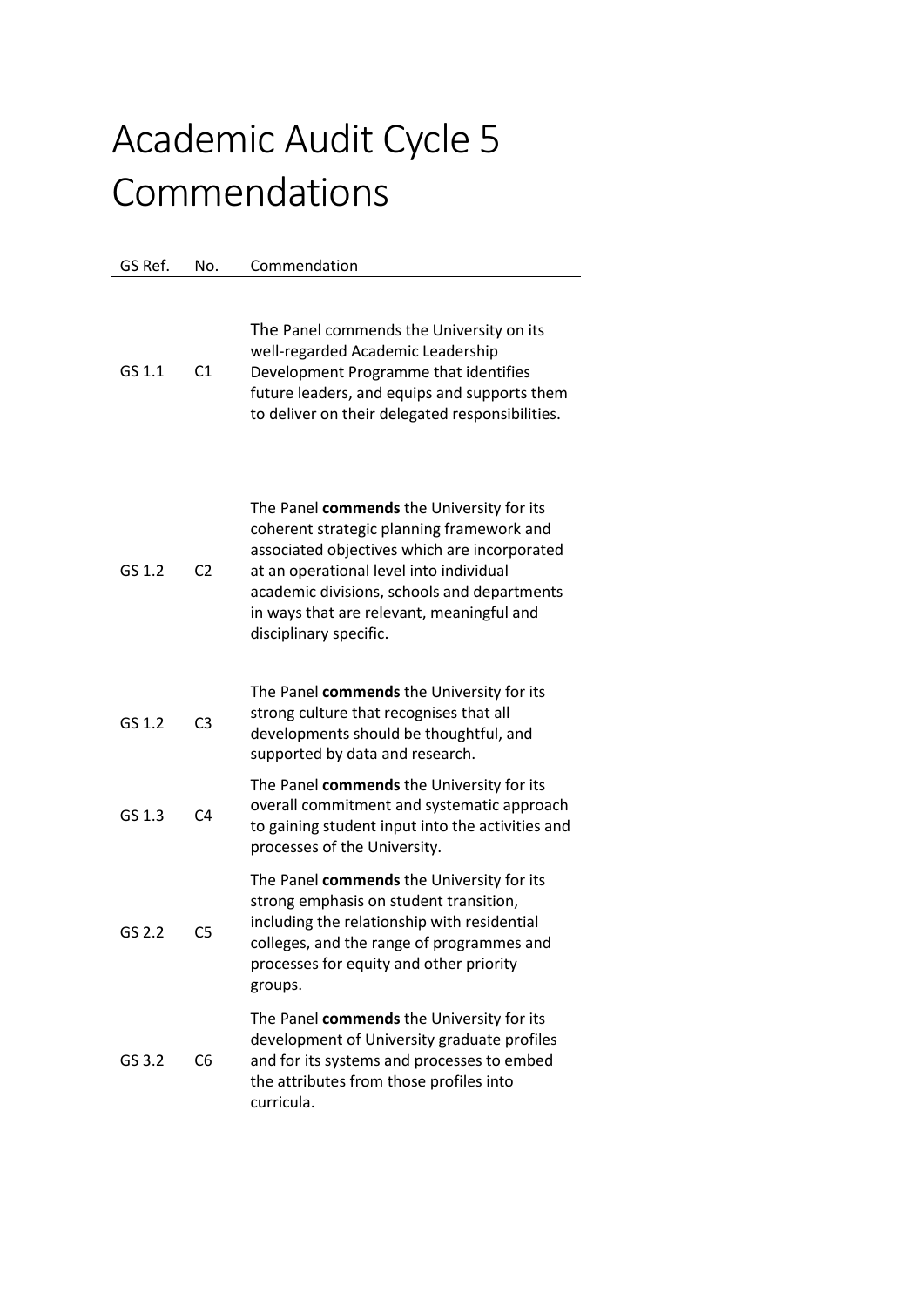# Academic Audit Cycle 5 Commendations

| GS Ref. | No. | Commendation |
|---|---|---|
| GS 1.1 | C1 | The Panel commends the University on its well-regarded Academic Leadership Development Programme that identifies future leaders, and equips and supports them to deliver on their delegated responsibilities. |
| GS 1.2 | C2 | The Panel **commends** the University for its coherent strategic planning framework and associated objectives which are incorporated at an operational level into individual academic divisions, schools and departments in ways that are relevant, meaningful and disciplinary specific. |
| GS 1.2 | C3 | The Panel **commends** the University for its strong culture that recognises that all developments should be thoughtful, and supported by data and research. |
| GS 1.3 | C4 | The Panel **commends** the University for its overall commitment and systematic approach to gaining student input into the activities and processes of the University. |
| GS 2.2 | C5 | The Panel **commends** the University for its strong emphasis on student transition, including the relationship with residential colleges, and the range of programmes and processes for equity and other priority groups. |
| GS 3.2 | C6 | The Panel **commends** the University for its development of University graduate profiles and for its systems and processes to embed the attributes from those profiles into curricula. |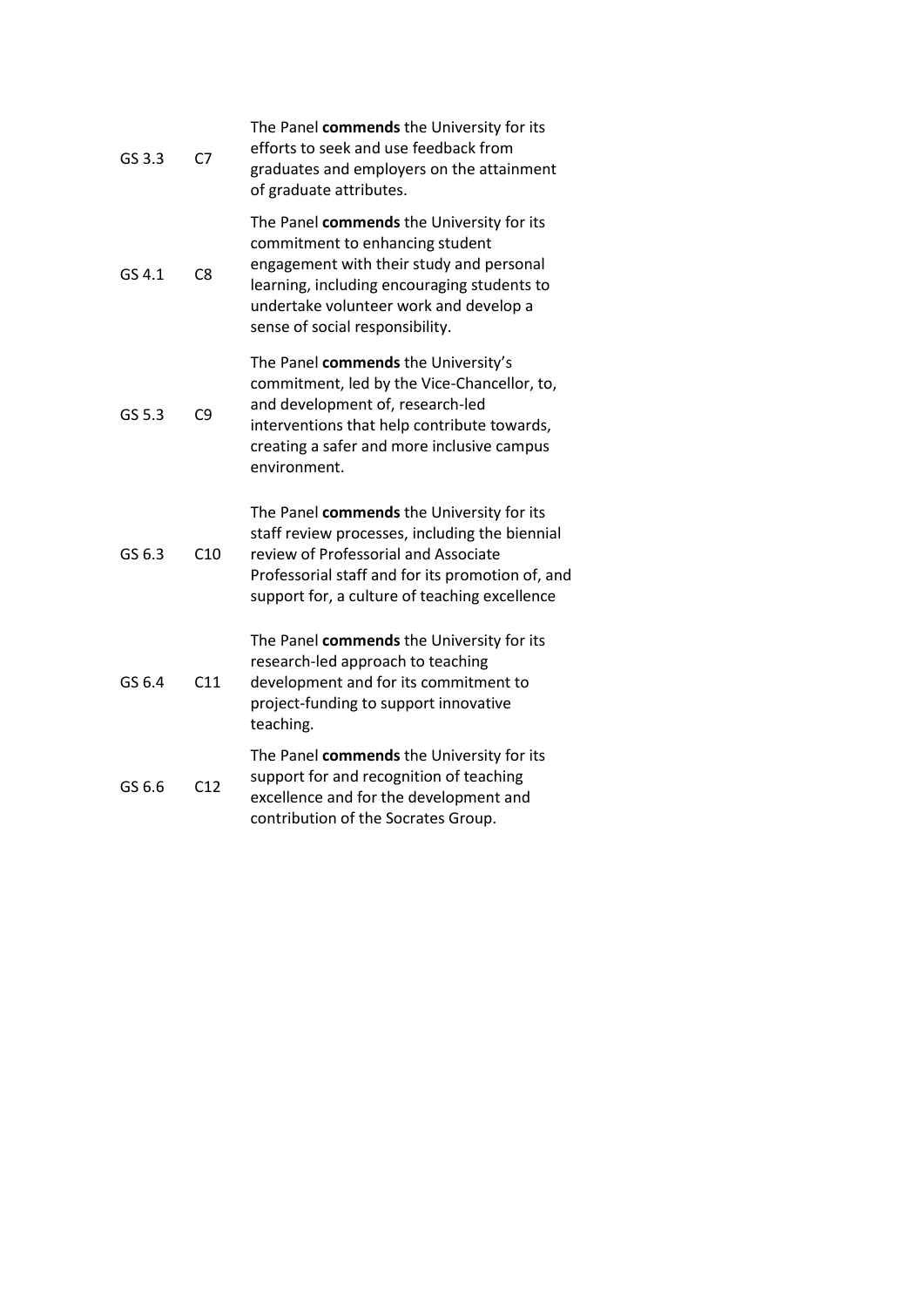| | | |
|---|---|---|
| GS 3.3 | C7 | The Panel **commends** the University for its efforts to seek and use feedback from graduates and employers on the attainment of graduate attributes. |
| GS 4.1 | C8 | The Panel **commends** the University for its commitment to enhancing student engagement with their study and personal learning, including encouraging students to undertake volunteer work and develop a sense of social responsibility. |
| GS 5.3 | C9 | The Panel **commends** the University's commitment, led by the Vice-Chancellor, to, and development of, research-led interventions that help contribute towards, creating a safer and more inclusive campus environment. |
| GS 6.3 | C10 | The Panel **commends** the University for its staff review processes, including the biennial review of Professorial and Associate Professorial staff and for its promotion of, and support for, a culture of teaching excellence |
| GS 6.4 | C11 | The Panel **commends** the University for its research-led approach to teaching development and for its commitment to project-funding to support innovative teaching. |
| GS 6.6 | C12 | The Panel **commends** the University for its support for and recognition of teaching excellence and for the development and contribution of the Socrates Group. |